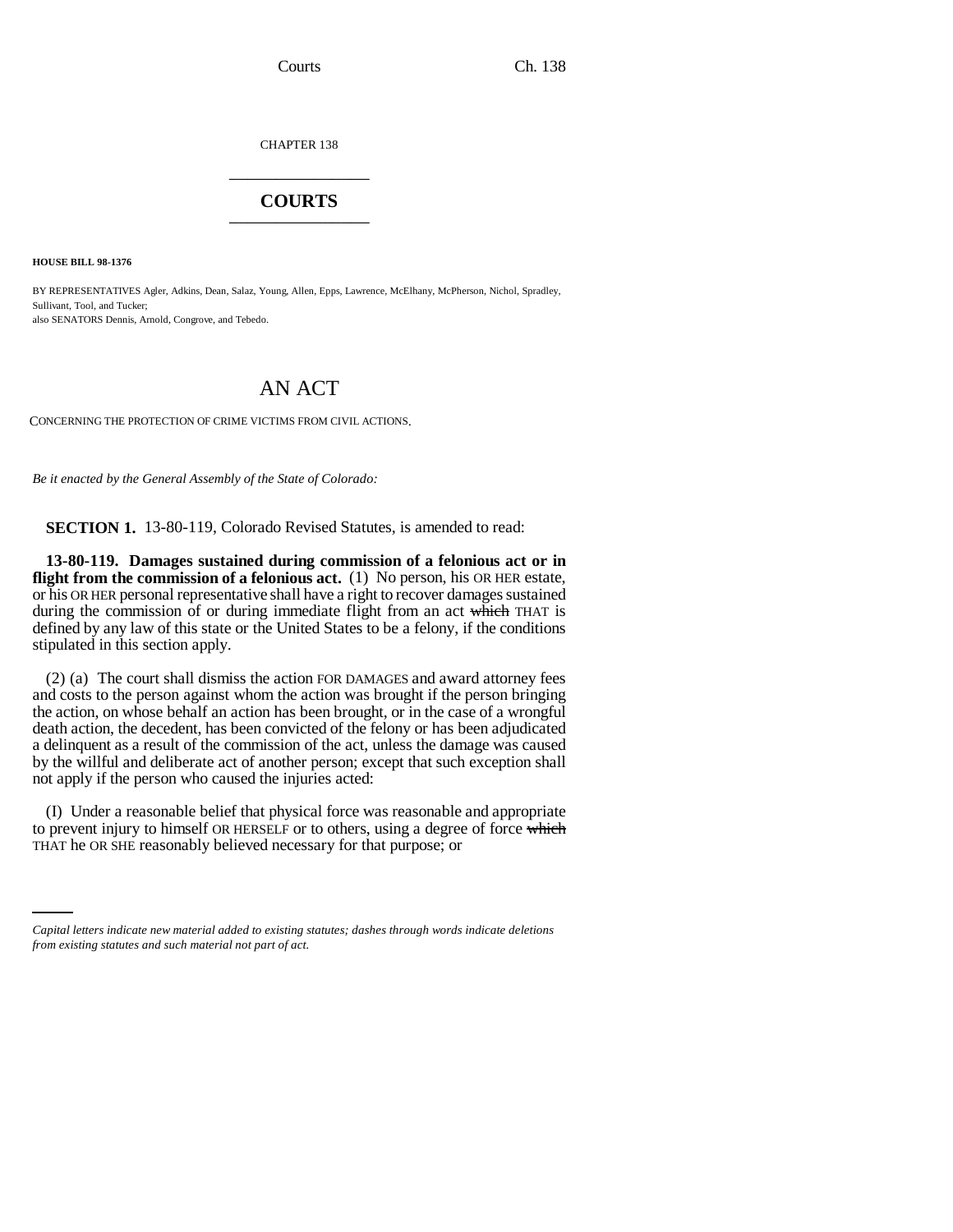CHAPTER 138

# COURTS

**HOUSE BILL 98-1376**

BY REPRESENTATIVES Agler, Adkins, Dean, Salaz, Young, Allen, Epps, Lawrence, McElhany, McPherson, Nichol, Spradley, Sullivant, Tool, and Tucker;
also SENATORS Dennis, Arnold, Congrove, and Tebedo.

# AN ACT

CONCERNING THE PROTECTION OF CRIME VICTIMS FROM CIVIL ACTIONS.

*Be it enacted by the General Assembly of the State of Colorado:*

**SECTION 1.** 13-80-119, Colorado Revised Statutes, is amended to read:

**13-80-119. Damages sustained during commission of a felonious act or in flight from the commission of a felonious act.** (1) No person, his OR HER estate, or his OR HER personal representative shall have a right to recover damages sustained during the commission of or during immediate flight from an act ~~which~~ THAT is defined by any law of this state or the United States to be a felony, if the conditions stipulated in this section apply.

(2) (a) The court shall dismiss the action FOR DAMAGES and award attorney fees and costs to the person against whom the action was brought if the person bringing the action, on whose behalf an action has been brought, or in the case of a wrongful death action, the decedent, has been convicted of the felony or has been adjudicated a delinquent as a result of the commission of the act, unless the damage was caused by the willful and deliberate act of another person; except that such exception shall not apply if the person who caused the injuries acted:

(I) Under a reasonable belief that physical force was reasonable and appropriate to prevent injury to himself OR HERSELF or to others, using a degree of force ~~which~~ THAT he OR SHE reasonably believed necessary for that purpose; or

*Capital letters indicate new material added to existing statutes; dashes through words indicate deletions from existing statutes and such material not part of act.*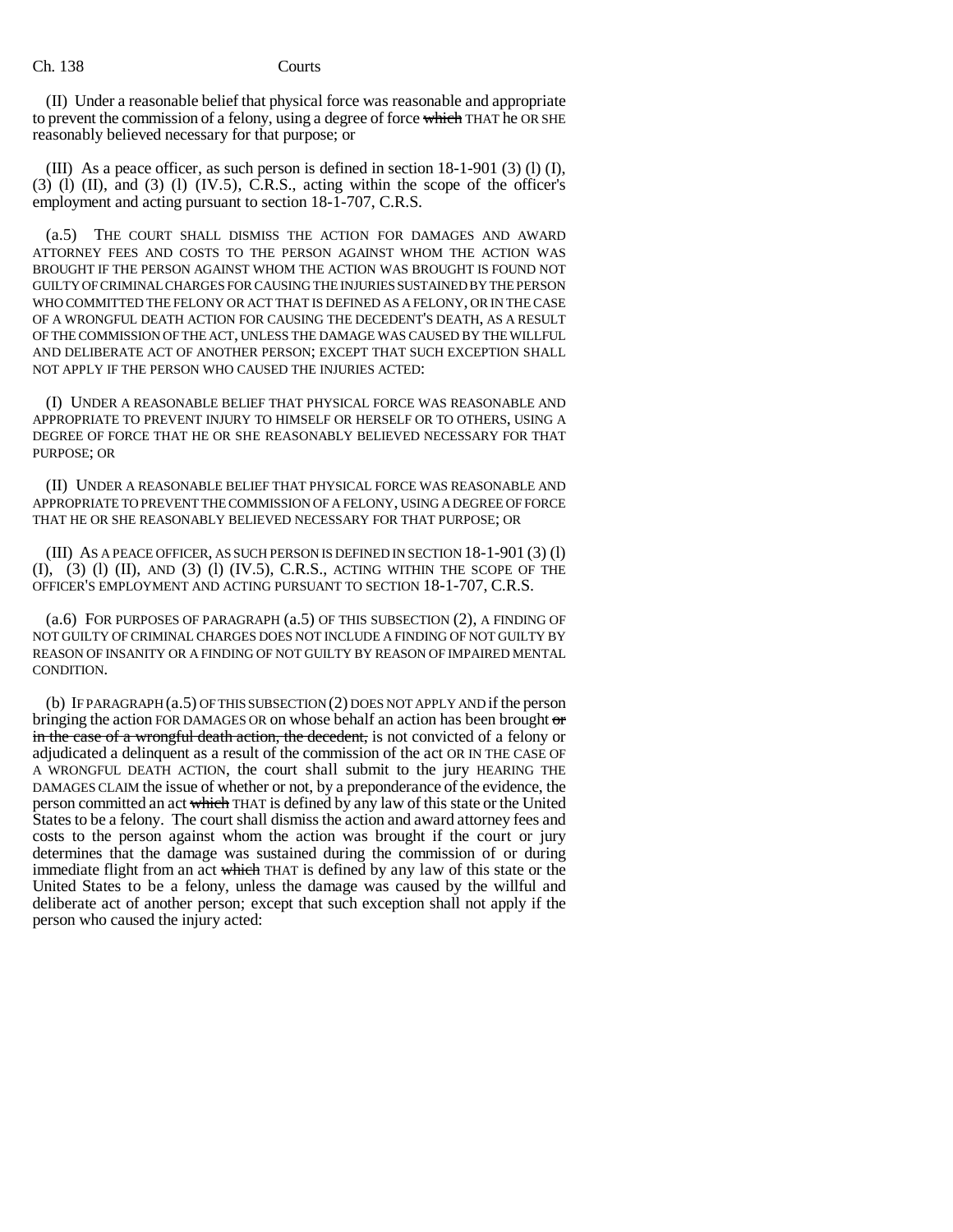(II) Under a reasonable belief that physical force was reasonable and appropriate to prevent the commission of a felony, using a degree of force ~~which~~ THAT he OR SHE reasonably believed necessary for that purpose; or

(III) As a peace officer, as such person is defined in section 18-1-901 (3) (l) (I), (3) (l) (II), and (3) (l) (IV.5), C.R.S., acting within the scope of the officer's employment and acting pursuant to section 18-1-707, C.R.S.

(a.5) THE COURT SHALL DISMISS THE ACTION FOR DAMAGES AND AWARD ATTORNEY FEES AND COSTS TO THE PERSON AGAINST WHOM THE ACTION WAS BROUGHT IF THE PERSON AGAINST WHOM THE ACTION WAS BROUGHT IS FOUND NOT GUILTY OF CRIMINAL CHARGES FOR CAUSING THE INJURIES SUSTAINED BY THE PERSON WHO COMMITTED THE FELONY OR ACT THAT IS DEFINED AS A FELONY, OR IN THE CASE OF A WRONGFUL DEATH ACTION FOR CAUSING THE DECEDENT'S DEATH, AS A RESULT OF THE COMMISSION OF THE ACT, UNLESS THE DAMAGE WAS CAUSED BY THE WILLFUL AND DELIBERATE ACT OF ANOTHER PERSON; EXCEPT THAT SUCH EXCEPTION SHALL NOT APPLY IF THE PERSON WHO CAUSED THE INJURIES ACTED:

(I) UNDER A REASONABLE BELIEF THAT PHYSICAL FORCE WAS REASONABLE AND APPROPRIATE TO PREVENT INJURY TO HIMSELF OR HERSELF OR TO OTHERS, USING A DEGREE OF FORCE THAT HE OR SHE REASONABLY BELIEVED NECESSARY FOR THAT PURPOSE; OR

(II) UNDER A REASONABLE BELIEF THAT PHYSICAL FORCE WAS REASONABLE AND APPROPRIATE TO PREVENT THE COMMISSION OF A FELONY, USING A DEGREE OF FORCE THAT HE OR SHE REASONABLY BELIEVED NECESSARY FOR THAT PURPOSE; OR

(III) AS A PEACE OFFICER, AS SUCH PERSON IS DEFINED IN SECTION 18-1-901 (3) (l) (I), (3) (l) (II), AND (3) (l) (IV.5), C.R.S., ACTING WITHIN THE SCOPE OF THE OFFICER'S EMPLOYMENT AND ACTING PURSUANT TO SECTION 18-1-707, C.R.S.

(a.6) FOR PURPOSES OF PARAGRAPH (a.5) OF THIS SUBSECTION (2), A FINDING OF NOT GUILTY OF CRIMINAL CHARGES DOES NOT INCLUDE A FINDING OF NOT GUILTY BY REASON OF INSANITY OR A FINDING OF NOT GUILTY BY REASON OF IMPAIRED MENTAL CONDITION.

(b) IF PARAGRAPH (a.5) OF THIS SUBSECTION (2) DOES NOT APPLY AND if the person bringing the action FOR DAMAGES OR on whose behalf an action has been brought ~~or in the case of a wrongful death action, the decedent,~~ is not convicted of a felony or adjudicated a delinquent as a result of the commission of the act OR IN THE CASE OF A WRONGFUL DEATH ACTION, the court shall submit to the jury HEARING THE DAMAGES CLAIM the issue of whether or not, by a preponderance of the evidence, the person committed an act ~~which~~ THAT is defined by any law of this state or the United States to be a felony. The court shall dismiss the action and award attorney fees and costs to the person against whom the action was brought if the court or jury determines that the damage was sustained during the commission of or during immediate flight from an act ~~which~~ THAT is defined by any law of this state or the United States to be a felony, unless the damage was caused by the willful and deliberate act of another person; except that such exception shall not apply if the person who caused the injury acted: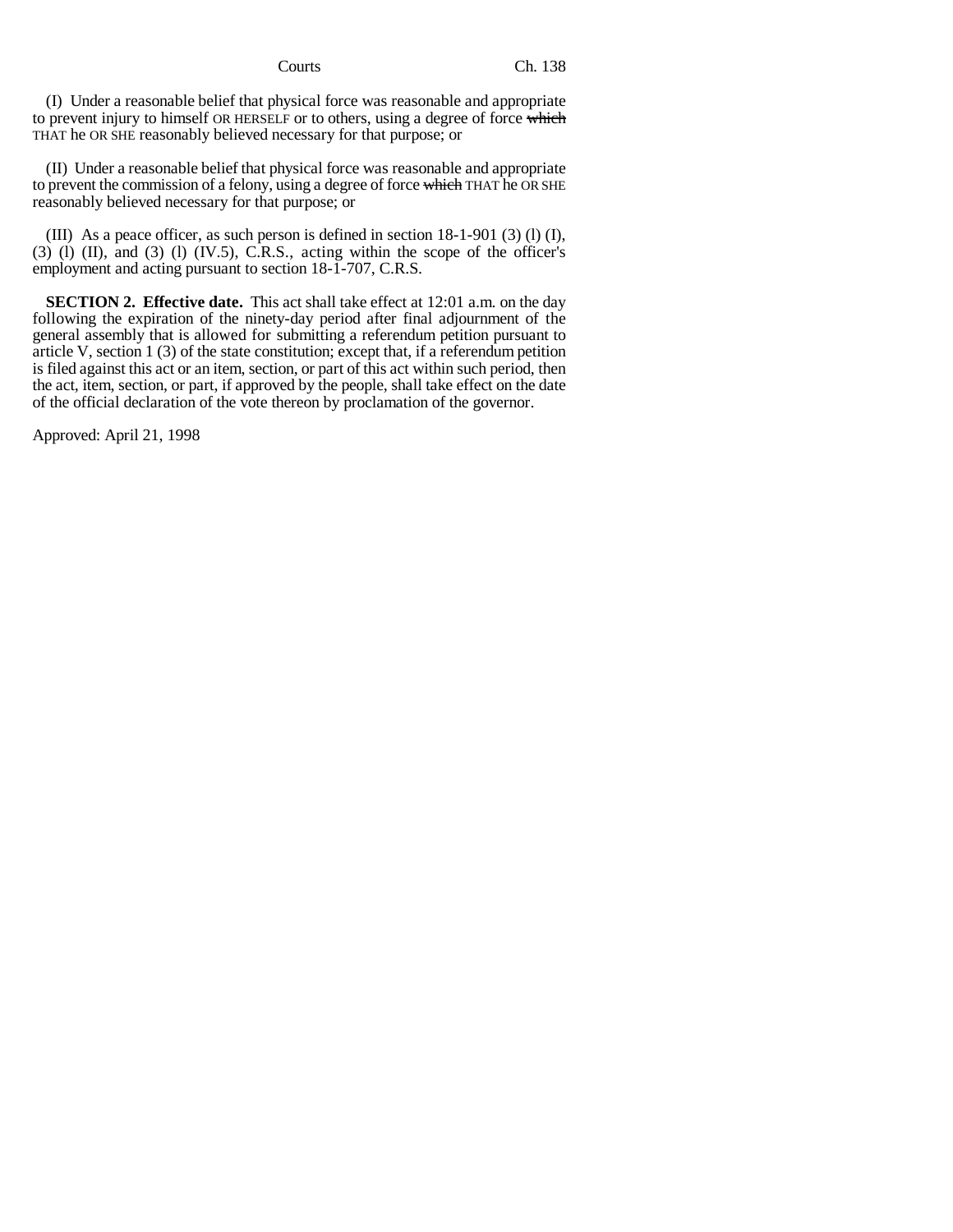(I) Under a reasonable belief that physical force was reasonable and appropriate to prevent injury to himself OR HERSELF or to others, using a degree of force ~~which~~ THAT he OR SHE reasonably believed necessary for that purpose; or

(II) Under a reasonable belief that physical force was reasonable and appropriate to prevent the commission of a felony, using a degree of force ~~which~~ THAT he OR SHE reasonably believed necessary for that purpose; or

(III) As a peace officer, as such person is defined in section 18-1-901 (3) (l) (I), (3) (l) (II), and (3) (l) (IV.5), C.R.S., acting within the scope of the officer's employment and acting pursuant to section 18-1-707, C.R.S.

**SECTION 2. Effective date.** This act shall take effect at 12:01 a.m. on the day following the expiration of the ninety-day period after final adjournment of the general assembly that is allowed for submitting a referendum petition pursuant to article V, section 1 (3) of the state constitution; except that, if a referendum petition is filed against this act or an item, section, or part of this act within such period, then the act, item, section, or part, if approved by the people, shall take effect on the date of the official declaration of the vote thereon by proclamation of the governor.

Approved: April 21, 1998